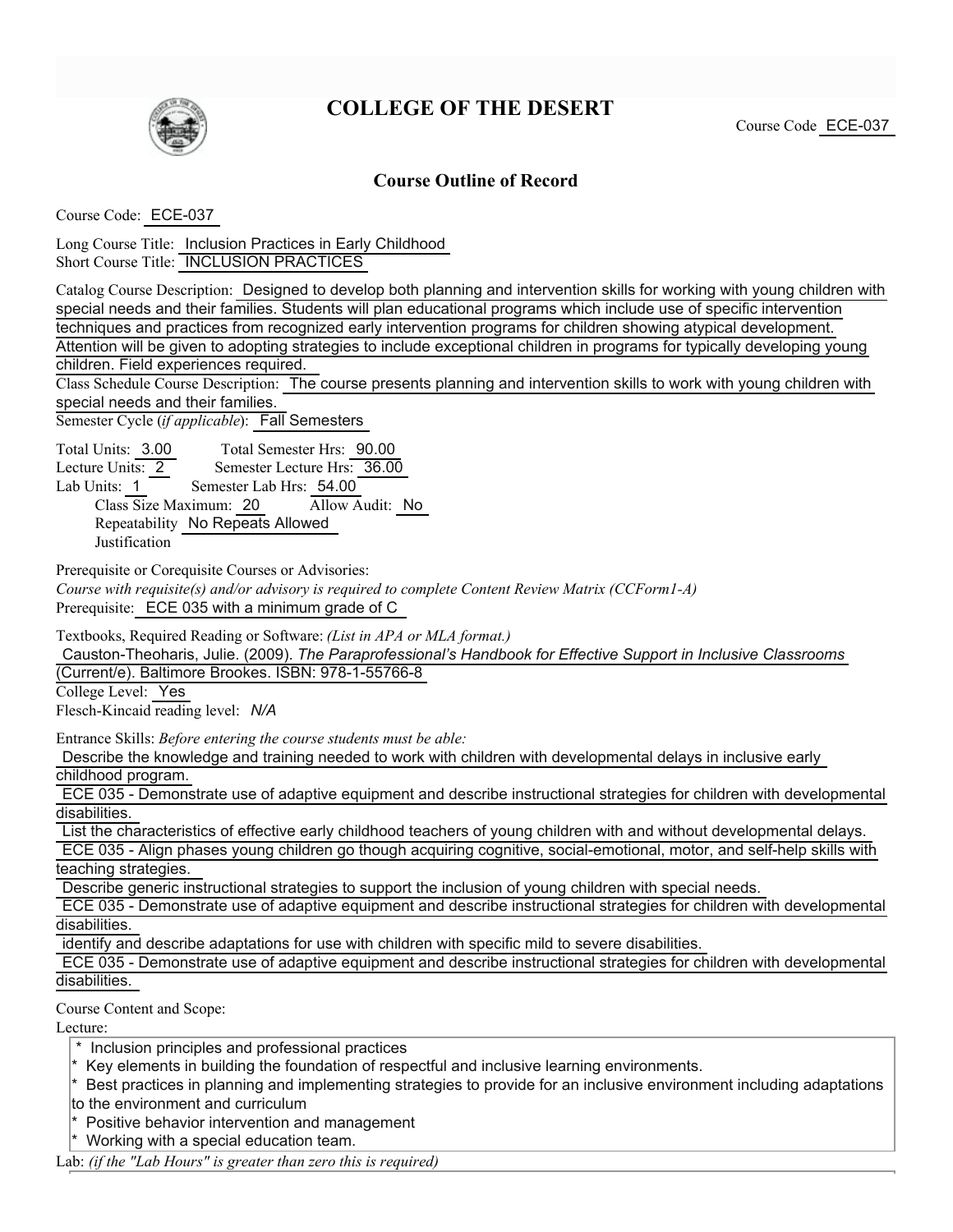# COLLEGE OF THE DESERT

Course Code ECE-037

## Course Outline of Record

Course Code: ECE-037

Long Course Title: Inclusion Practices in Early Childhood
Short Course Title: INCLUSION PRACTICES

Catalog Course Description: Designed to develop both planning and intervention skills for working with young children with special needs and their families. Students will plan educational programs which include use of specific intervention techniques and practices from recognized early intervention programs for children showing atypical development. Attention will be given to adopting strategies to include exceptional children in programs for typically developing young children. Field experiences required.

Class Schedule Course Description: The course presents planning and intervention skills to work with young children with special needs and their families.

Semester Cycle (*if applicable*): Fall Semesters

Total Units: 3.00 Total Semester Hrs: 90.00
Lecture Units: 2 Semester Lecture Hrs: 36.00
Lab Units: 1 Semester Lab Hrs: 54.00
Class Size Maximum: 20 Allow Audit: No
Repeatability No Repeats Allowed
Justification

Prerequisite or Corequisite Courses or Advisories:
*Course with requisite(s) and/or advisory is required to complete Content Review Matrix (CCForm1-A)*
Prerequisite: ECE 035 with a minimum grade of C

Textbooks, Required Reading or Software: *(List in APA or MLA format.)*
Causton-Theoharis, Julie. (2009). *The Paraprofessional's Handbook for Effective Support in Inclusive Classrooms* (Current/e). Baltimore Brookes. ISBN: 978-1-55766-8
College Level: Yes
Flesch-Kincaid reading level: *N/A*

Entrance Skills: *Before entering the course students must be able:*

Describe the knowledge and training needed to work with children with developmental delays in inclusive early childhood program.
ECE 035 - Demonstrate use of adaptive equipment and describe instructional strategies for children with developmental disabilities.

List the characteristics of effective early childhood teachers of young children with and without developmental delays.
ECE 035 - Align phases young children go though acquiring cognitive, social-emotional, motor, and self-help skills with teaching strategies.

Describe generic instructional strategies to support the inclusion of young children with special needs.
ECE 035 - Demonstrate use of adaptive equipment and describe instructional strategies for children with developmental disabilities.

identify and describe adaptations for use with children with specific mild to severe disabilities.
ECE 035 - Demonstrate use of adaptive equipment and describe instructional strategies for children with developmental disabilities.

Course Content and Scope:
Lecture:

* Inclusion principles and professional practices
* Key elements in building the foundation of respectful and inclusive learning environments.
* Best practices in planning and implementing strategies to provide for an inclusive environment including adaptations to the environment and curriculum
* Positive behavior intervention and management
* Working with a special education team.

Lab: *(if the "Lab Hours" is greater than zero this is required)*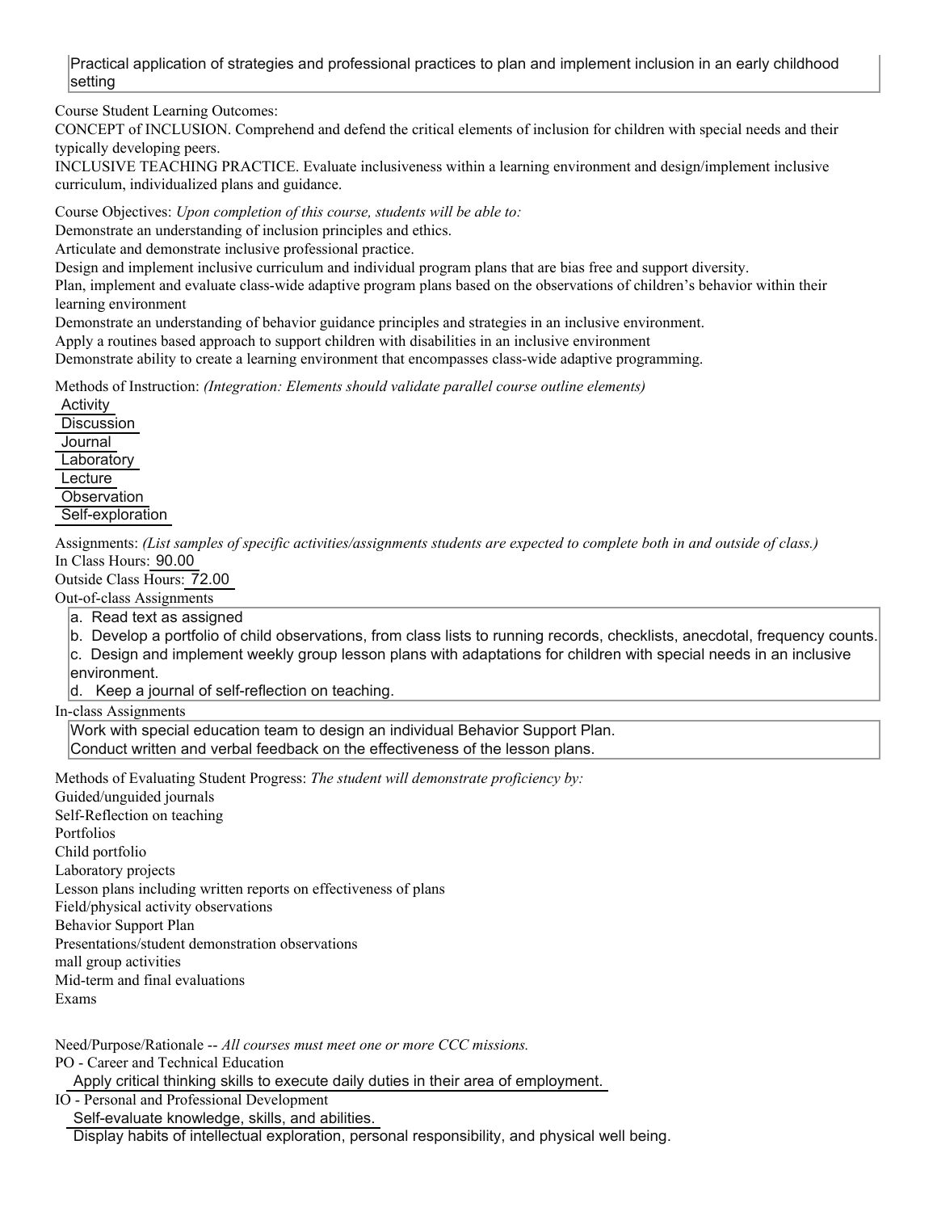Practical application of strategies and professional practices to plan and implement inclusion in an early childhood setting

Course Student Learning Outcomes:

CONCEPT of INCLUSION. Comprehend and defend the critical elements of inclusion for children with special needs and their typically developing peers.

INCLUSIVE TEACHING PRACTICE. Evaluate inclusiveness within a learning environment and design/implement inclusive curriculum, individualized plans and guidance.

Course Objectives: *Upon completion of this course, students will be able to:*

Demonstrate an understanding of inclusion principles and ethics.

Articulate and demonstrate inclusive professional practice.

Design and implement inclusive curriculum and individual program plans that are bias free and support diversity.

Plan, implement and evaluate class-wide adaptive program plans based on the observations of children's behavior within their learning environment

Demonstrate an understanding of behavior guidance principles and strategies in an inclusive environment.

Apply a routines based approach to support children with disabilities in an inclusive environment

Demonstrate ability to create a learning environment that encompasses class-wide adaptive programming.

Methods of Instruction: *(Integration: Elements should validate parallel course outline elements)*

Activity
Discussion
Journal
Laboratory
Lecture
Observation
Self-exploration

Assignments: *(List samples of specific activities/assignments students are expected to complete both in and outside of class.)*

In Class Hours: 90.00

Outside Class Hours: 72.00

Out-of-class Assignments

a. Read text as assigned
b. Develop a portfolio of child observations, from class lists to running records, checklists, anecdotal, frequency counts.
c. Design and implement weekly group lesson plans with adaptations for children with special needs in an inclusive environment.
d. Keep a journal of self-reflection on teaching.

In-class Assignments

Work with special education team to design an individual Behavior Support Plan.
Conduct written and verbal feedback on the effectiveness of the lesson plans.

Methods of Evaluating Student Progress: *The student will demonstrate proficiency by:*

Guided/unguided journals
Self-Reflection on teaching
Portfolios
Child portfolio
Laboratory projects
Lesson plans including written reports on effectiveness of plans
Field/physical activity observations
Behavior Support Plan
Presentations/student demonstration observations
mall group activities
Mid-term and final evaluations
Exams

Need/Purpose/Rationale -- *All courses must meet one or more CCC missions.*

PO - Career and Technical Education

Apply critical thinking skills to execute daily duties in their area of employment.

IO - Personal and Professional Development

Self-evaluate knowledge, skills, and abilities.

Display habits of intellectual exploration, personal responsibility, and physical well being.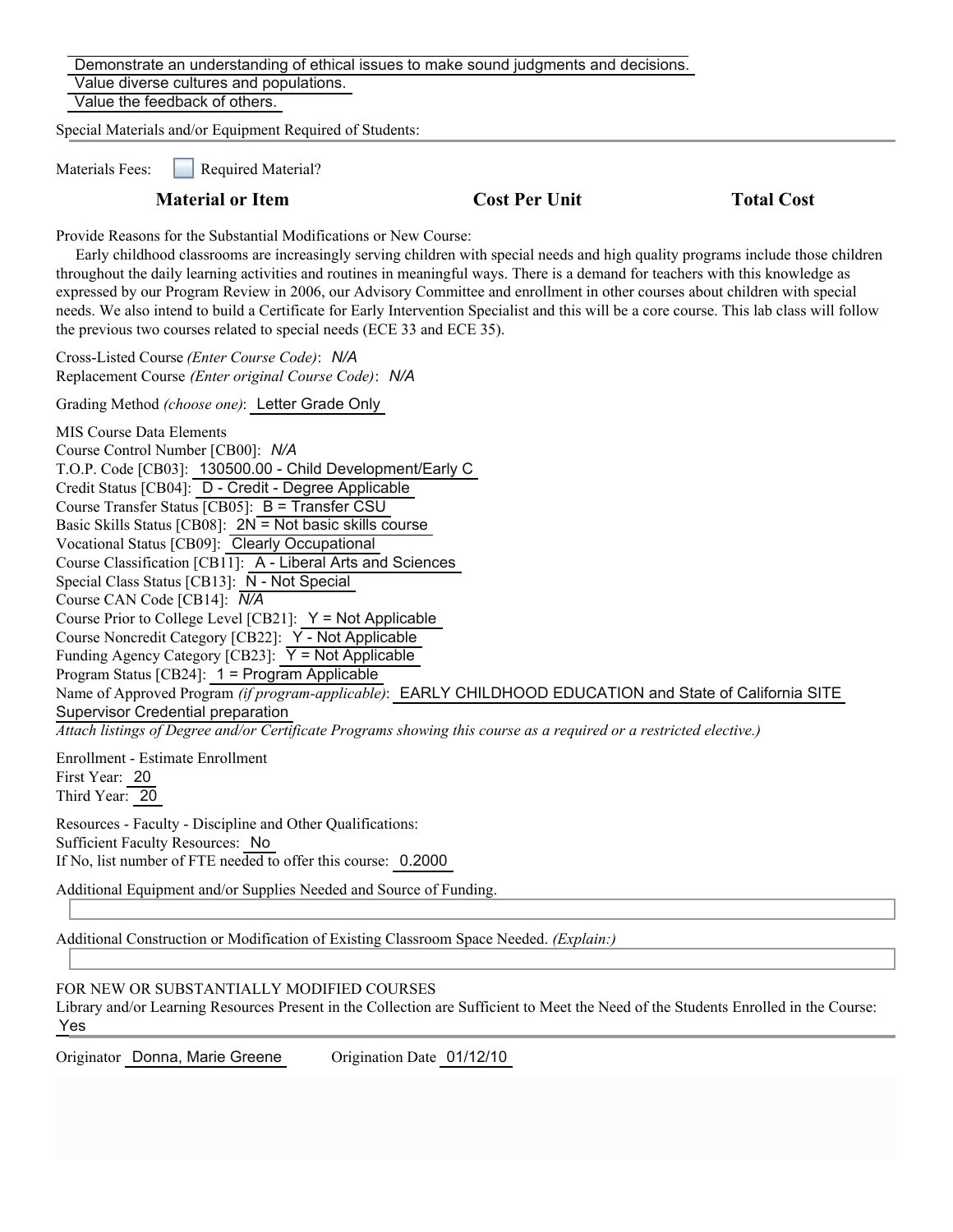Demonstrate an understanding of ethical issues to make sound judgments and decisions.
Value diverse cultures and populations.
Value the feedback of others.

Special Materials and/or Equipment Required of Students:

Materials Fees: ☐ Required Material?

| Material or Item | Cost Per Unit | Total Cost |
| --- | --- | --- |

Provide Reasons for the Substantial Modifications or New Course:

Early childhood classrooms are increasingly serving children with special needs and high quality programs include those children throughout the daily learning activities and routines in meaningful ways. There is a demand for teachers with this knowledge as expressed by our Program Review in 2006, our Advisory Committee and enrollment in other courses about children with special needs. We also intend to build a Certificate for Early Intervention Specialist and this will be a core course. This lab class will follow the previous two courses related to special needs (ECE 33 and ECE 35).

Cross-Listed Course *(Enter Course Code)*: *N/A*
Replacement Course *(Enter original Course Code)*: *N/A*

Grading Method *(choose one)*: Letter Grade Only

MIS Course Data Elements
Course Control Number [CB00]: *N/A*
T.O.P. Code [CB03]: 130500.00 - Child Development/Early C
Credit Status [CB04]: D - Credit - Degree Applicable
Course Transfer Status [CB05]: B = Transfer CSU
Basic Skills Status [CB08]: 2N = Not basic skills course
Vocational Status [CB09]: Clearly Occupational
Course Classification [CB11]: A - Liberal Arts and Sciences
Special Class Status [CB13]: N - Not Special
Course CAN Code [CB14]: *N/A*
Course Prior to College Level [CB21]: Y = Not Applicable
Course Noncredit Category [CB22]: Y - Not Applicable
Funding Agency Category [CB23]: Y = Not Applicable
Program Status [CB24]: 1 = Program Applicable
Name of Approved Program *(if program-applicable)*: EARLY CHILDHOOD EDUCATION and State of California SITE Supervisor Credential preparation
*Attach listings of Degree and/or Certificate Programs showing this course as a required or a restricted elective.)*

Enrollment - Estimate Enrollment
First Year: 20
Third Year: 20

Resources - Faculty - Discipline and Other Qualifications:
Sufficient Faculty Resources: No
If No, list number of FTE needed to offer this course: 0.2000

Additional Equipment and/or Supplies Needed and Source of Funding.

Additional Construction or Modification of Existing Classroom Space Needed. *(Explain:)*

FOR NEW OR SUBSTANTIALLY MODIFIED COURSES
Library and/or Learning Resources Present in the Collection are Sufficient to Meet the Need of the Students Enrolled in the Course:
Yes

Originator Donna, Marie Greene Origination Date 01/12/10